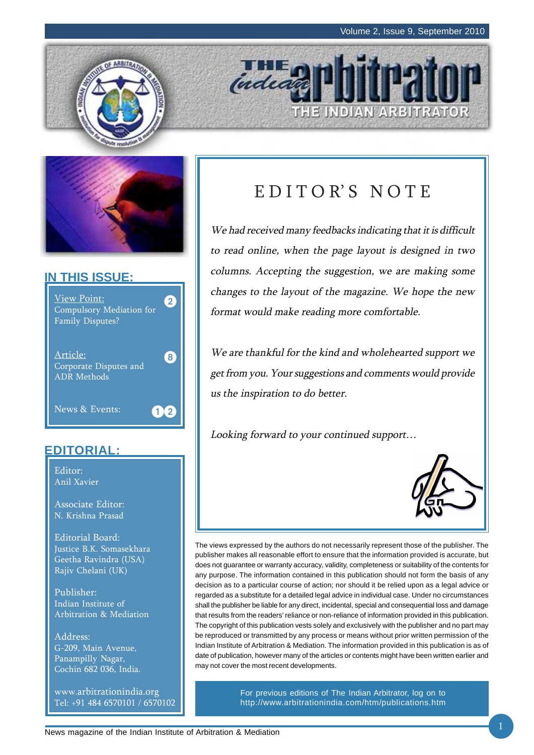# THE Indian arbitrator

THE INDIAN ARBITRATOR

## IN THIS ISSUE:

- View Point: Compulsory Mediation for Family Disputes? — 2
- Article: Corporate Disputes and ADR Methods — 8
- News & Events: — 12

## EDITORIAL:

Editor:
Anil Xavier

Associate Editor:
N. Krishna Prasad

Editorial Board:
Justice B.K. Somasekhara
Geetha Ravindra (USA)
Rajiv Chelani (UK)

Publisher:
Indian Institute of Arbitration & Mediation

Address:
G-209, Main Avenue,
Panampilly Nagar,
Cochin 682 036, India.

www.arbitrationindia.org
Tel: +91 484 6570101 / 6570102

## EDITOR'S NOTE

*We had received many feedbacks indicating that it is difficult to read online, when the page layout is designed in two columns. Accepting the suggestion, we are making some changes to the layout of the magazine. We hope the new format would make reading more comfortable.*

*We are thankful for the kind and wholehearted support we get from you. Your suggestions and comments would provide us the inspiration to do better.*

*Looking forward to your continued support…*

The views expressed by the authors do not necessarily represent those of the publisher. The publisher makes all reasonable effort to ensure that the information provided is accurate, but does not guarantee or warranty accuracy, validity, completeness or suitability of the contents for any purpose. The information contained in this publication should not form the basis of any decision as to a particular course of action; nor should it be relied upon as a legal advice or regarded as a substitute for a detailed legal advice in individual case. Under no circumstances shall the publisher be liable for any direct, incidental, special and consequential loss and damage that results from the readers' reliance or non-reliance of information provided in this publication. The copyright of this publication vests solely and exclusively with the publisher and no part may be reproduced or transmitted by any process or means without prior written permission of the Indian Institute of Arbitration & Mediation. The information provided in this publication is as of date of publication, however many of the articles or contents might have been written earlier and may not cover the most recent developments.

For previous editions of The Indian Arbitrator, log on to http://www.arbitrationindia.com/htm/publications.htm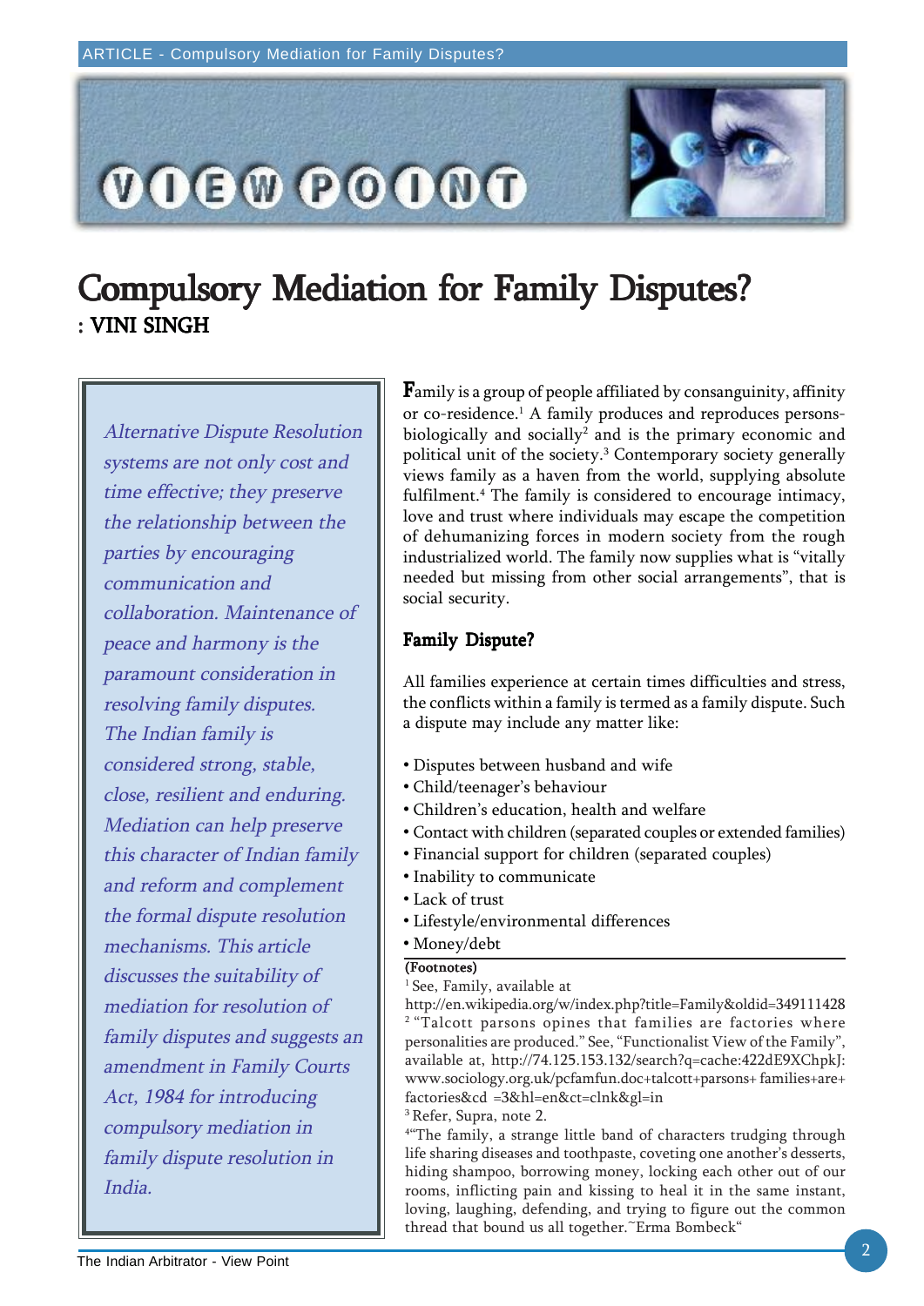# Compulsory Mediation for Family Disputes?

**: VINI SINGH**

*Alternative Dispute Resolution systems are not only cost and time effective; they preserve the relationship between the parties by encouraging communication and collaboration. Maintenance of peace and harmony is the paramount consideration in resolving family disputes. The Indian family is considered strong, stable, close, resilient and enduring. Mediation can help preserve this character of Indian family and reform and complement the formal dispute resolution mechanisms. This article discusses the suitability of mediation for resolution of family disputes and suggests an amendment in Family Courts Act, 1984 for introducing compulsory mediation in family dispute resolution in India.*

Family is a group of people affiliated by consanguinity, affinity or co-residence.[1] A family produces and reproduces persons-biologically and socially[2] and is the primary economic and political unit of the society.[3] Contemporary society generally views family as a haven from the world, supplying absolute fulfilment.[4] The family is considered to encourage intimacy, love and trust where individuals may escape the competition of dehumanizing forces in modern society from the rough industrialized world. The family now supplies what is "vitally needed but missing from other social arrangements", that is social security.

## Family Dispute?

All families experience at certain times difficulties and stress, the conflicts within a family is termed as a family dispute. Such a dispute may include any matter like:

- Disputes between husband and wife
- Child/teenager's behaviour
- Children's education, health and welfare
- Contact with children (separated couples or extended families)
- Financial support for children (separated couples)
- Inability to communicate
- Lack of trust
- Lifestyle/environmental differences
- Money/debt

**(Footnotes)**

[1] See, Family, available at http://en.wikipedia.org/w/index.php?title=Family&oldid=349111428

[2] "Talcott parsons opines that families are factories where personalities are produced." See, "Functionalist View of the Family", available at, http://74.125.153.132/search?q=cache:422dE9XChpkJ:www.sociology.org.uk/pcfamfun.doc+talcott+parsons+ families+are+ factories&cd =3&hl=en&ct=clnk&gl=in

[3] Refer, Supra, note 2.

[4] "The family, a strange little band of characters trudging through life sharing diseases and toothpaste, coveting one another's desserts, hiding shampoo, borrowing money, locking each other out of our rooms, inflicting pain and kissing to heal it in the same instant, loving, laughing, defending, and trying to figure out the common thread that bound us all together.~Erma Bombeck"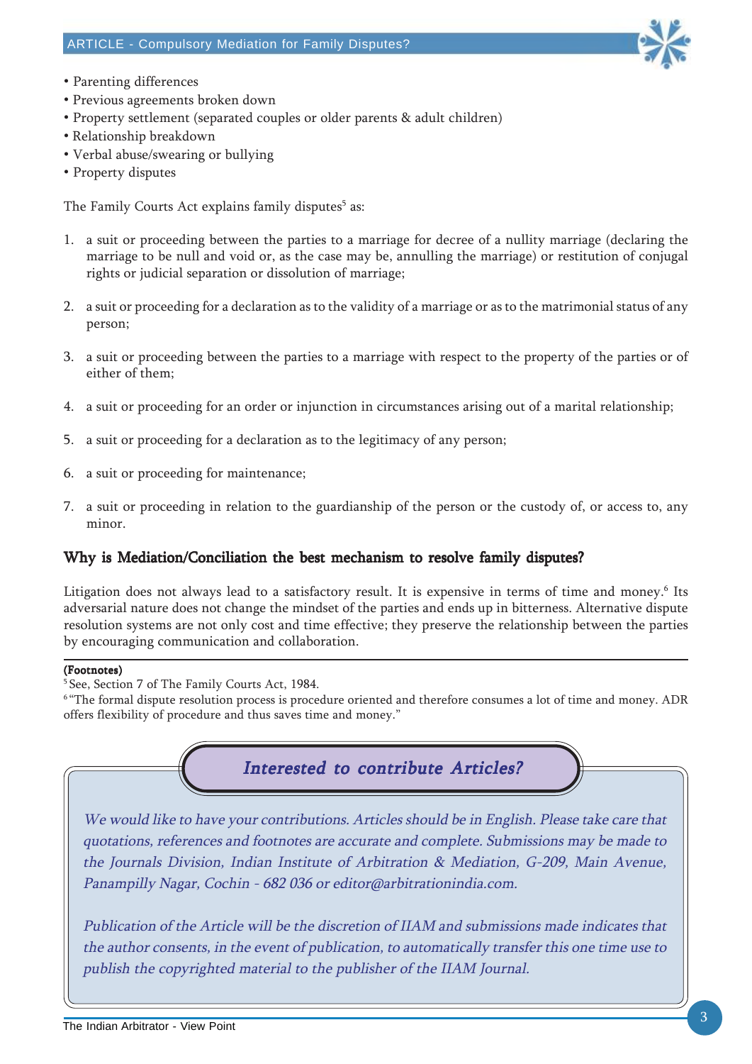- Parenting differences
- Previous agreements broken down
- Property settlement (separated couples or older parents & adult children)
- Relationship breakdown
- Verbal abuse/swearing or bullying
- Property disputes

The Family Courts Act explains family disputes[5] as:

1. a suit or proceeding between the parties to a marriage for decree of a nullity marriage (declaring the marriage to be null and void or, as the case may be, annulling the marriage) or restitution of conjugal rights or judicial separation or dissolution of marriage;

2. a suit or proceeding for a declaration as to the validity of a marriage or as to the matrimonial status of any person;

3. a suit or proceeding between the parties to a marriage with respect to the property of the parties or of either of them;

4. a suit or proceeding for an order or injunction in circumstances arising out of a marital relationship;

5. a suit or proceeding for a declaration as to the legitimacy of any person;

6. a suit or proceeding for maintenance;

7. a suit or proceeding in relation to the guardianship of the person or the custody of, or access to, any minor.

## Why is Mediation/Conciliation the best mechanism to resolve family disputes?

Litigation does not always lead to a satisfactory result. It is expensive in terms of time and money.[6] Its adversarial nature does not change the mindset of the parties and ends up in bitterness. Alternative dispute resolution systems are not only cost and time effective; they preserve the relationship between the parties by encouraging communication and collaboration.

---

**(Footnotes)**

[5] See, Section 7 of The Family Courts Act, 1984.

[6] "The formal dispute resolution process is procedure oriented and therefore consumes a lot of time and money. ADR offers flexibility of procedure and thus saves time and money."

---

### *Interested to contribute Articles?*

*We would like to have your contributions. Articles should be in English. Please take care that quotations, references and footnotes are accurate and complete. Submissions may be made to the Journals Division, Indian Institute of Arbitration & Mediation, G-209, Main Avenue, Panampilly Nagar, Cochin - 682 036 or editor@arbitrationindia.com.*

*Publication of the Article will be the discretion of IIAM and submissions made indicates that the author consents, in the event of publication, to automatically transfer this one time use to publish the copyrighted material to the publisher of the IIAM Journal.*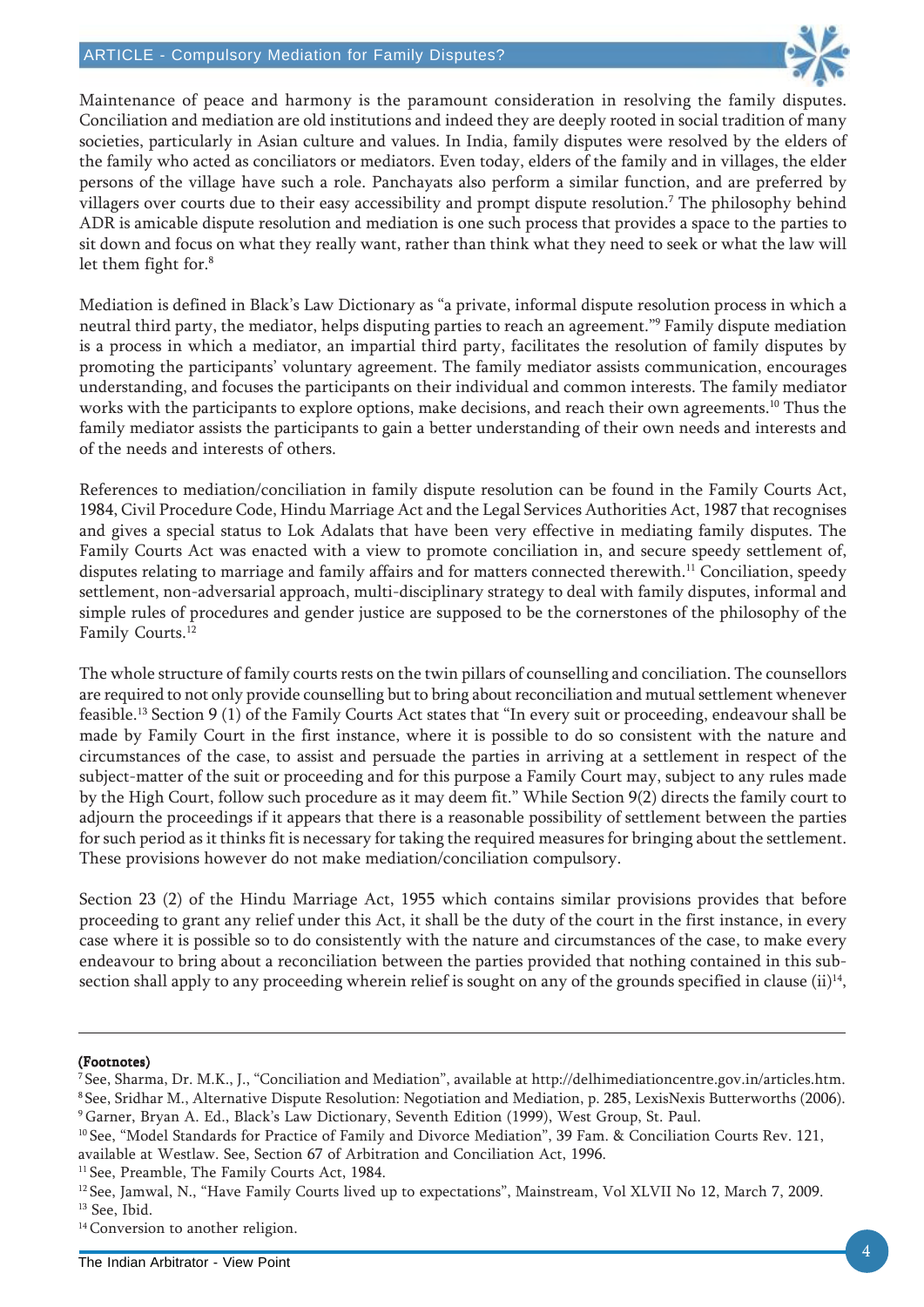Maintenance of peace and harmony is the paramount consideration in resolving the family disputes. Conciliation and mediation are old institutions and indeed they are deeply rooted in social tradition of many societies, particularly in Asian culture and values. In India, family disputes were resolved by the elders of the family who acted as conciliators or mediators. Even today, elders of the family and in villages, the elder persons of the village have such a role. Panchayats also perform a similar function, and are preferred by villagers over courts due to their easy accessibility and prompt dispute resolution.[7] The philosophy behind ADR is amicable dispute resolution and mediation is one such process that provides a space to the parties to sit down and focus on what they really want, rather than think what they need to seek or what the law will let them fight for.[8]

Mediation is defined in Black's Law Dictionary as "a private, informal dispute resolution process in which a neutral third party, the mediator, helps disputing parties to reach an agreement."[9] Family dispute mediation is a process in which a mediator, an impartial third party, facilitates the resolution of family disputes by promoting the participants' voluntary agreement. The family mediator assists communication, encourages understanding, and focuses the participants on their individual and common interests. The family mediator works with the participants to explore options, make decisions, and reach their own agreements.[10] Thus the family mediator assists the participants to gain a better understanding of their own needs and interests and of the needs and interests of others.

References to mediation/conciliation in family dispute resolution can be found in the Family Courts Act, 1984, Civil Procedure Code, Hindu Marriage Act and the Legal Services Authorities Act, 1987 that recognises and gives a special status to Lok Adalats that have been very effective in mediating family disputes. The Family Courts Act was enacted with a view to promote conciliation in, and secure speedy settlement of, disputes relating to marriage and family affairs and for matters connected therewith.[11] Conciliation, speedy settlement, non-adversarial approach, multi-disciplinary strategy to deal with family disputes, informal and simple rules of procedures and gender justice are supposed to be the cornerstones of the philosophy of the Family Courts.[12]

The whole structure of family courts rests on the twin pillars of counselling and conciliation. The counsellors are required to not only provide counselling but to bring about reconciliation and mutual settlement whenever feasible.[13] Section 9 (1) of the Family Courts Act states that "In every suit or proceeding, endeavour shall be made by Family Court in the first instance, where it is possible to do so consistent with the nature and circumstances of the case, to assist and persuade the parties in arriving at a settlement in respect of the subject-matter of the suit or proceeding and for this purpose a Family Court may, subject to any rules made by the High Court, follow such procedure as it may deem fit." While Section 9(2) directs the family court to adjourn the proceedings if it appears that there is a reasonable possibility of settlement between the parties for such period as it thinks fit is necessary for taking the required measures for bringing about the settlement. These provisions however do not make mediation/conciliation compulsory.

Section 23 (2) of the Hindu Marriage Act, 1955 which contains similar provisions provides that before proceeding to grant any relief under this Act, it shall be the duty of the court in the first instance, in every case where it is possible so to do consistently with the nature and circumstances of the case, to make every endeavour to bring about a reconciliation between the parties provided that nothing contained in this sub-section shall apply to any proceeding wherein relief is sought on any of the grounds specified in clause (ii)[14],

---

**(Footnotes)**

[7] See, Sharma, Dr. M.K., J., "Conciliation and Mediation", available at http://delhimediationcentre.gov.in/articles.htm.

[8] See, Sridhar M., Alternative Dispute Resolution: Negotiation and Mediation, p. 285, LexisNexis Butterworths (2006).

[9] Garner, Bryan A. Ed., Black's Law Dictionary, Seventh Edition (1999), West Group, St. Paul.

[10] See, "Model Standards for Practice of Family and Divorce Mediation", 39 Fam. & Conciliation Courts Rev. 121, available at Westlaw. See, Section 67 of Arbitration and Conciliation Act, 1996.

[11] See, Preamble, The Family Courts Act, 1984.

[12] See, Jamwal, N., "Have Family Courts lived up to expectations", Mainstream, Vol XLVII No 12, March 7, 2009.

[13] See, Ibid.

[14] Conversion to another religion.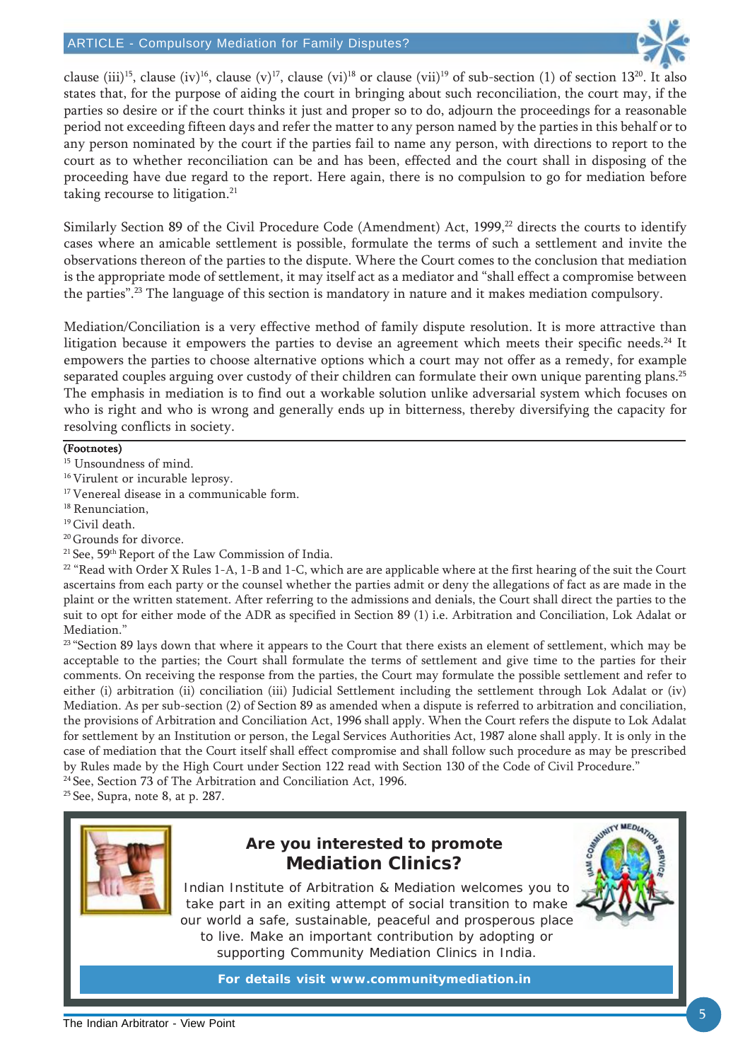clause (iii)[15], clause (iv)[16], clause (v)[17], clause (vi)[18] or clause (vii)[19] of sub-section (1) of section 13[20]. It also states that, for the purpose of aiding the court in bringing about such reconciliation, the court may, if the parties so desire or if the court thinks it just and proper so to do, adjourn the proceedings for a reasonable period not exceeding fifteen days and refer the matter to any person named by the parties in this behalf or to any person nominated by the court if the parties fail to name any person, with directions to report to the court as to whether reconciliation can be and has been, effected and the court shall in disposing of the proceeding have due regard to the report. Here again, there is no compulsion to go for mediation before taking recourse to litigation.[21]

Similarly Section 89 of the Civil Procedure Code (Amendment) Act, 1999,[22] directs the courts to identify cases where an amicable settlement is possible, formulate the terms of such a settlement and invite the observations thereon of the parties to the dispute. Where the Court comes to the conclusion that mediation is the appropriate mode of settlement, it may itself act as a mediator and "shall effect a compromise between the parties".[23] The language of this section is mandatory in nature and it makes mediation compulsory.

Mediation/Conciliation is a very effective method of family dispute resolution. It is more attractive than litigation because it empowers the parties to devise an agreement which meets their specific needs.[24] It empowers the parties to choose alternative options which a court may not offer as a remedy, for example separated couples arguing over custody of their children can formulate their own unique parenting plans.[25] The emphasis in mediation is to find out a workable solution unlike adversarial system which focuses on who is right and who is wrong and generally ends up in bitterness, thereby diversifying the capacity for resolving conflicts in society.

**(Footnotes)**

[15] Unsoundness of mind.

[16] Virulent or incurable leprosy.

[17] Venereal disease in a communicable form.

[18] Renunciation,

[19] Civil death.

[20] Grounds for divorce.

[21] See, 59th Report of the Law Commission of India.

[22] "Read with Order X Rules 1-A, 1-B and 1-C, which are are applicable where at the first hearing of the suit the Court ascertains from each party or the counsel whether the parties admit or deny the allegations of fact as are made in the plaint or the written statement. After referring to the admissions and denials, the Court shall direct the parties to the suit to opt for either mode of the ADR as specified in Section 89 (1) i.e. Arbitration and Conciliation, Lok Adalat or Mediation."

[23] "Section 89 lays down that where it appears to the Court that there exists an element of settlement, which may be acceptable to the parties; the Court shall formulate the terms of settlement and give time to the parties for their comments. On receiving the response from the parties, the Court may formulate the possible settlement and refer to either (i) arbitration (ii) conciliation (iii) Judicial Settlement including the settlement through Lok Adalat or (iv) Mediation. As per sub-section (2) of Section 89 as amended when a dispute is referred to arbitration and conciliation, the provisions of Arbitration and Conciliation Act, 1996 shall apply. When the Court refers the dispute to Lok Adalat for settlement by an Institution or person, the Legal Services Authorities Act, 1987 alone shall apply. It is only in the case of mediation that the Court itself shall effect compromise and shall follow such procedure as may be prescribed by Rules made by the High Court under Section 122 read with Section 130 of the Code of Civil Procedure."

[24] See, Section 73 of The Arbitration and Conciliation Act, 1996.

[25] See, Supra, note 8, at p. 287.

---

**Are you interested to promote Mediation Clinics?**

Indian Institute of Arbitration & Mediation welcomes you to take part in an exiting attempt of social transition to make our world a safe, sustainable, peaceful and prosperous place to live. Make an important contribution by adopting or supporting Community Mediation Clinics in India.

**For details visit www.communitymediation.in**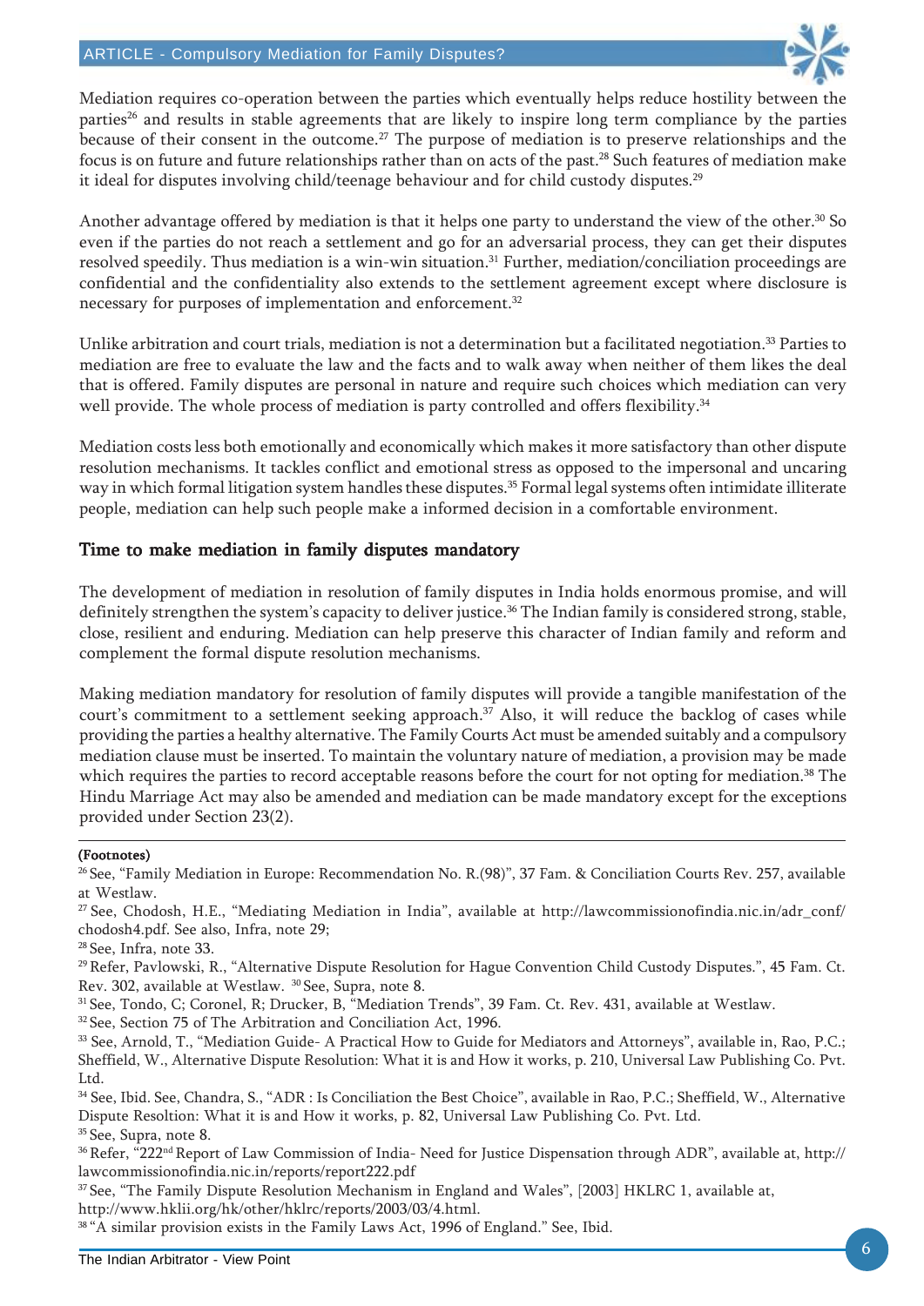Mediation requires co-operation between the parties which eventually helps reduce hostility between the parties[26] and results in stable agreements that are likely to inspire long term compliance by the parties because of their consent in the outcome.[27] The purpose of mediation is to preserve relationships and the focus is on future and future relationships rather than on acts of the past.[28] Such features of mediation make it ideal for disputes involving child/teenage behaviour and for child custody disputes.[29]

Another advantage offered by mediation is that it helps one party to understand the view of the other.[30] So even if the parties do not reach a settlement and go for an adversarial process, they can get their disputes resolved speedily. Thus mediation is a win-win situation.[31] Further, mediation/conciliation proceedings are confidential and the confidentiality also extends to the settlement agreement except where disclosure is necessary for purposes of implementation and enforcement.[32]

Unlike arbitration and court trials, mediation is not a determination but a facilitated negotiation.[33] Parties to mediation are free to evaluate the law and the facts and to walk away when neither of them likes the deal that is offered. Family disputes are personal in nature and require such choices which mediation can very well provide. The whole process of mediation is party controlled and offers flexibility.[34]

Mediation costs less both emotionally and economically which makes it more satisfactory than other dispute resolution mechanisms. It tackles conflict and emotional stress as opposed to the impersonal and uncaring way in which formal litigation system handles these disputes.[35] Formal legal systems often intimidate illiterate people, mediation can help such people make a informed decision in a comfortable environment.

## Time to make mediation in family disputes mandatory

The development of mediation in resolution of family disputes in India holds enormous promise, and will definitely strengthen the system's capacity to deliver justice.[36] The Indian family is considered strong, stable, close, resilient and enduring. Mediation can help preserve this character of Indian family and reform and complement the formal dispute resolution mechanisms.

Making mediation mandatory for resolution of family disputes will provide a tangible manifestation of the court's commitment to a settlement seeking approach.[37] Also, it will reduce the backlog of cases while providing the parties a healthy alternative. The Family Courts Act must be amended suitably and a compulsory mediation clause must be inserted. To maintain the voluntary nature of mediation, a provision may be made which requires the parties to record acceptable reasons before the court for not opting for mediation.[38] The Hindu Marriage Act may also be amended and mediation can be made mandatory except for the exceptions provided under Section 23(2).

---

**(Footnotes)**

[26] See, "Family Mediation in Europe: Recommendation No. R.(98)", 37 Fam. & Conciliation Courts Rev. 257, available at Westlaw.

[27] See, Chodosh, H.E., "Mediating Mediation in India", available at http://lawcommissionofindia.nic.in/adr_conf/chodosh4.pdf. See also, Infra, note 29;

[28] See, Infra, note 33.

[29] Refer, Pavlowski, R., "Alternative Dispute Resolution for Hague Convention Child Custody Disputes.", 45 Fam. Ct. Rev. 302, available at Westlaw.

[30] See, Supra, note 8.

[31] See, Tondo, C; Coronel, R; Drucker, B, "Mediation Trends", 39 Fam. Ct. Rev. 431, available at Westlaw.

[32] See, Section 75 of The Arbitration and Conciliation Act, 1996.

[33] See, Arnold, T., "Mediation Guide- A Practical How to Guide for Mediators and Attorneys", available in, Rao, P.C.; Sheffield, W., Alternative Dispute Resolution: What it is and How it works, p. 210, Universal Law Publishing Co. Pvt. Ltd.

[34] See, Ibid. See, Chandra, S., "ADR : Is Conciliation the Best Choice", available in Rao, P.C.; Sheffield, W., Alternative Dispute Resoltion: What it is and How it works, p. 82, Universal Law Publishing Co. Pvt. Ltd.

[35] See, Supra, note 8.

[36] Refer, "222nd Report of Law Commission of India- Need for Justice Dispensation through ADR", available at, http://lawcommissionofindia.nic.in/reports/report222.pdf

[37] See, "The Family Dispute Resolution Mechanism in England and Wales", [2003] HKLRC 1, available at, http://www.hklii.org/hk/other/hklrc/reports/2003/03/4.html.

[38] "A similar provision exists in the Family Laws Act, 1996 of England." See, Ibid.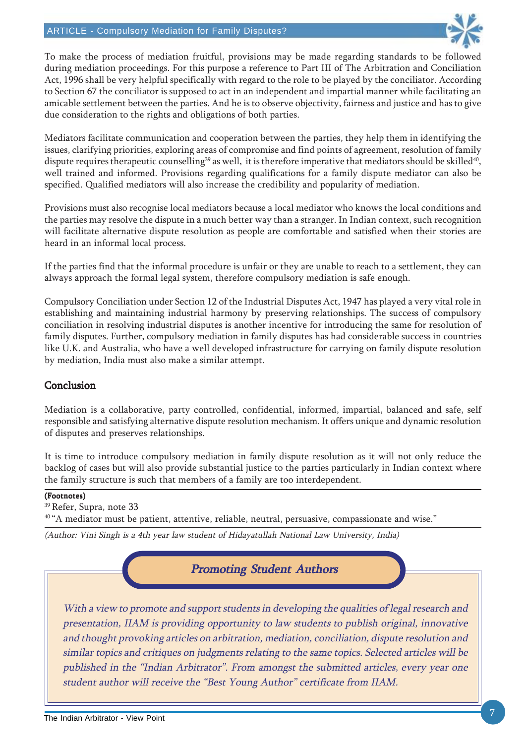To make the process of mediation fruitful, provisions may be made regarding standards to be followed during mediation proceedings. For this purpose a reference to Part III of The Arbitration and Conciliation Act, 1996 shall be very helpful specifically with regard to the role to be played by the conciliator. According to Section 67 the conciliator is supposed to act in an independent and impartial manner while facilitating an amicable settlement between the parties. And he is to observe objectivity, fairness and justice and has to give due consideration to the rights and obligations of both parties.

Mediators facilitate communication and cooperation between the parties, they help them in identifying the issues, clarifying priorities, exploring areas of compromise and find points of agreement, resolution of family dispute requires therapeutic counselling[39] as well, it is therefore imperative that mediators should be skilled[40], well trained and informed. Provisions regarding qualifications for a family dispute mediator can also be specified. Qualified mediators will also increase the credibility and popularity of mediation.

Provisions must also recognise local mediators because a local mediator who knows the local conditions and the parties may resolve the dispute in a much better way than a stranger. In Indian context, such recognition will facilitate alternative dispute resolution as people are comfortable and satisfied when their stories are heard in an informal local process.

If the parties find that the informal procedure is unfair or they are unable to reach to a settlement, they can always approach the formal legal system, therefore compulsory mediation is safe enough.

Compulsory Conciliation under Section 12 of the Industrial Disputes Act, 1947 has played a very vital role in establishing and maintaining industrial harmony by preserving relationships. The success of compulsory conciliation in resolving industrial disputes is another incentive for introducing the same for resolution of family disputes. Further, compulsory mediation in family disputes has had considerable success in countries like U.K. and Australia, who have a well developed infrastructure for carrying on family dispute resolution by mediation, India must also make a similar attempt.

## Conclusion

Mediation is a collaborative, party controlled, confidential, informed, impartial, balanced and safe, self responsible and satisfying alternative dispute resolution mechanism. It offers unique and dynamic resolution of disputes and preserves relationships.

It is time to introduce compulsory mediation in family dispute resolution as it will not only reduce the backlog of cases but will also provide substantial justice to the parties particularly in Indian context where the family structure is such that members of a family are too interdependent.

**(Footnotes)**

[39] Refer, Supra, note 33

[40] "A mediator must be patient, attentive, reliable, neutral, persuasive, compassionate and wise."

*(Author: Vini Singh is a 4th year law student of Hidayatullah National Law University, India)*

### *Promoting Student Authors*

*With a view to promote and support students in developing the qualities of legal research and presentation, IIAM is providing opportunity to law students to publish original, innovative and thought provoking articles on arbitration, mediation, conciliation, dispute resolution and similar topics and critiques on judgments relating to the same topics. Selected articles will be published in the "Indian Arbitrator". From amongst the submitted articles, every year one student author will receive the "Best Young Author" certificate from IIAM.*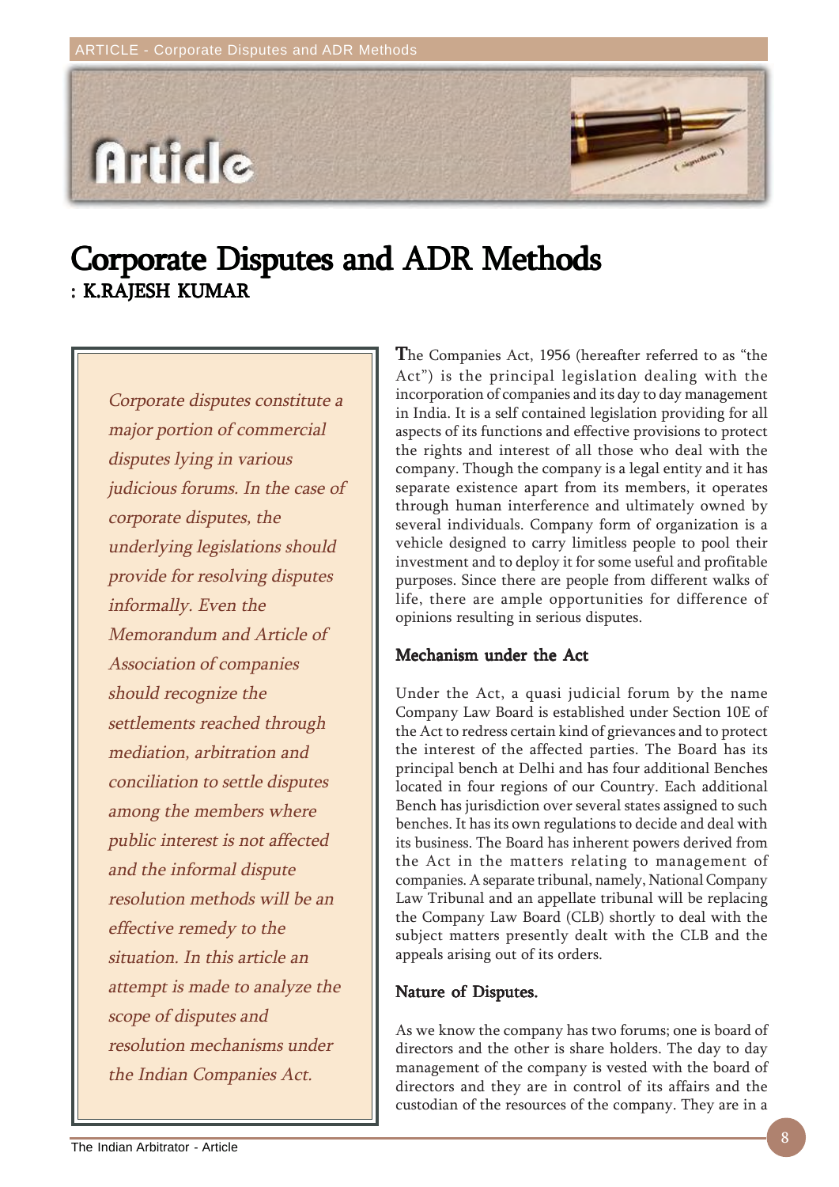# Corporate Disputes and ADR Methods

**: K.RAJESH KUMAR**

*Corporate disputes constitute a major portion of commercial disputes lying in various judicious forums. In the case of corporate disputes, the underlying legislations should provide for resolving disputes informally. Even the Memorandum and Article of Association of companies should recognize the settlements reached through mediation, arbitration and conciliation to settle disputes among the members where public interest is not affected and the informal dispute resolution methods will be an effective remedy to the situation. In this article an attempt is made to analyze the scope of disputes and resolution mechanisms under the Indian Companies Act.*

The Companies Act, 1956 (hereafter referred to as "the Act") is the principal legislation dealing with the incorporation of companies and its day to day management in India. It is a self contained legislation providing for all aspects of its functions and effective provisions to protect the rights and interest of all those who deal with the company. Though the company is a legal entity and it has separate existence apart from its members, it operates through human interference and ultimately owned by several individuals. Company form of organization is a vehicle designed to carry limitless people to pool their investment and to deploy it for some useful and profitable purposes. Since there are people from different walks of life, there are ample opportunities for difference of opinions resulting in serious disputes.

## Mechanism under the Act

Under the Act, a quasi judicial forum by the name Company Law Board is established under Section 10E of the Act to redress certain kind of grievances and to protect the interest of the affected parties. The Board has its principal bench at Delhi and has four additional Benches located in four regions of our Country. Each additional Bench has jurisdiction over several states assigned to such benches. It has its own regulations to decide and deal with its business. The Board has inherent powers derived from the Act in the matters relating to management of companies. A separate tribunal, namely, National Company Law Tribunal and an appellate tribunal will be replacing the Company Law Board (CLB) shortly to deal with the subject matters presently dealt with the CLB and the appeals arising out of its orders.

## Nature of Disputes.

As we know the company has two forums; one is board of directors and the other is share holders. The day to day management of the company is vested with the board of directors and they are in control of its affairs and the custodian of the resources of the company. They are in a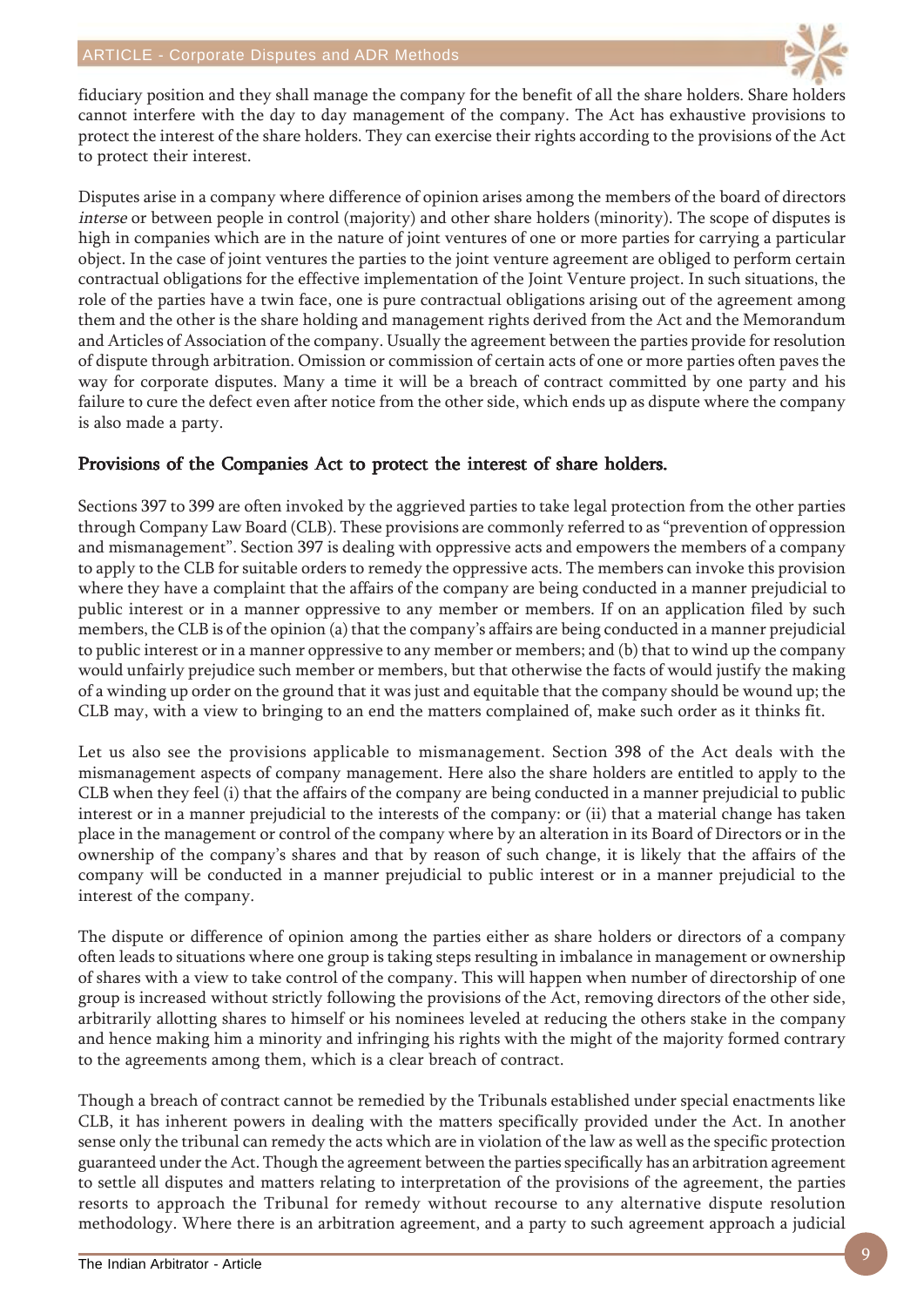fiduciary position and they shall manage the company for the benefit of all the share holders. Share holders cannot interfere with the day to day management of the company. The Act has exhaustive provisions to protect the interest of the share holders. They can exercise their rights according to the provisions of the Act to protect their interest.

Disputes arise in a company where difference of opinion arises among the members of the board of directors *interse* or between people in control (majority) and other share holders (minority). The scope of disputes is high in companies which are in the nature of joint ventures of one or more parties for carrying a particular object. In the case of joint ventures the parties to the joint venture agreement are obliged to perform certain contractual obligations for the effective implementation of the Joint Venture project. In such situations, the role of the parties have a twin face, one is pure contractual obligations arising out of the agreement among them and the other is the share holding and management rights derived from the Act and the Memorandum and Articles of Association of the company. Usually the agreement between the parties provide for resolution of dispute through arbitration. Omission or commission of certain acts of one or more parties often paves the way for corporate disputes. Many a time it will be a breach of contract committed by one party and his failure to cure the defect even after notice from the other side, which ends up as dispute where the company is also made a party.

## Provisions of the Companies Act to protect the interest of share holders.

Sections 397 to 399 are often invoked by the aggrieved parties to take legal protection from the other parties through Company Law Board (CLB). These provisions are commonly referred to as "prevention of oppression and mismanagement". Section 397 is dealing with oppressive acts and empowers the members of a company to apply to the CLB for suitable orders to remedy the oppressive acts. The members can invoke this provision where they have a complaint that the affairs of the company are being conducted in a manner prejudicial to public interest or in a manner oppressive to any member or members. If on an application filed by such members, the CLB is of the opinion (a) that the company's affairs are being conducted in a manner prejudicial to public interest or in a manner oppressive to any member or members; and (b) that to wind up the company would unfairly prejudice such member or members, but that otherwise the facts of would justify the making of a winding up order on the ground that it was just and equitable that the company should be wound up; the CLB may, with a view to bringing to an end the matters complained of, make such order as it thinks fit.

Let us also see the provisions applicable to mismanagement. Section 398 of the Act deals with the mismanagement aspects of company management. Here also the share holders are entitled to apply to the CLB when they feel (i) that the affairs of the company are being conducted in a manner prejudicial to public interest or in a manner prejudicial to the interests of the company: or (ii) that a material change has taken place in the management or control of the company where by an alteration in its Board of Directors or in the ownership of the company's shares and that by reason of such change, it is likely that the affairs of the company will be conducted in a manner prejudicial to public interest or in a manner prejudicial to the interest of the company.

The dispute or difference of opinion among the parties either as share holders or directors of a company often leads to situations where one group is taking steps resulting in imbalance in management or ownership of shares with a view to take control of the company. This will happen when number of directorship of one group is increased without strictly following the provisions of the Act, removing directors of the other side, arbitrarily allotting shares to himself or his nominees leveled at reducing the others stake in the company and hence making him a minority and infringing his rights with the might of the majority formed contrary to the agreements among them, which is a clear breach of contract.

Though a breach of contract cannot be remedied by the Tribunals established under special enactments like CLB, it has inherent powers in dealing with the matters specifically provided under the Act. In another sense only the tribunal can remedy the acts which are in violation of the law as well as the specific protection guaranteed under the Act. Though the agreement between the parties specifically has an arbitration agreement to settle all disputes and matters relating to interpretation of the provisions of the agreement, the parties resorts to approach the Tribunal for remedy without recourse to any alternative dispute resolution methodology. Where there is an arbitration agreement, and a party to such agreement approach a judicial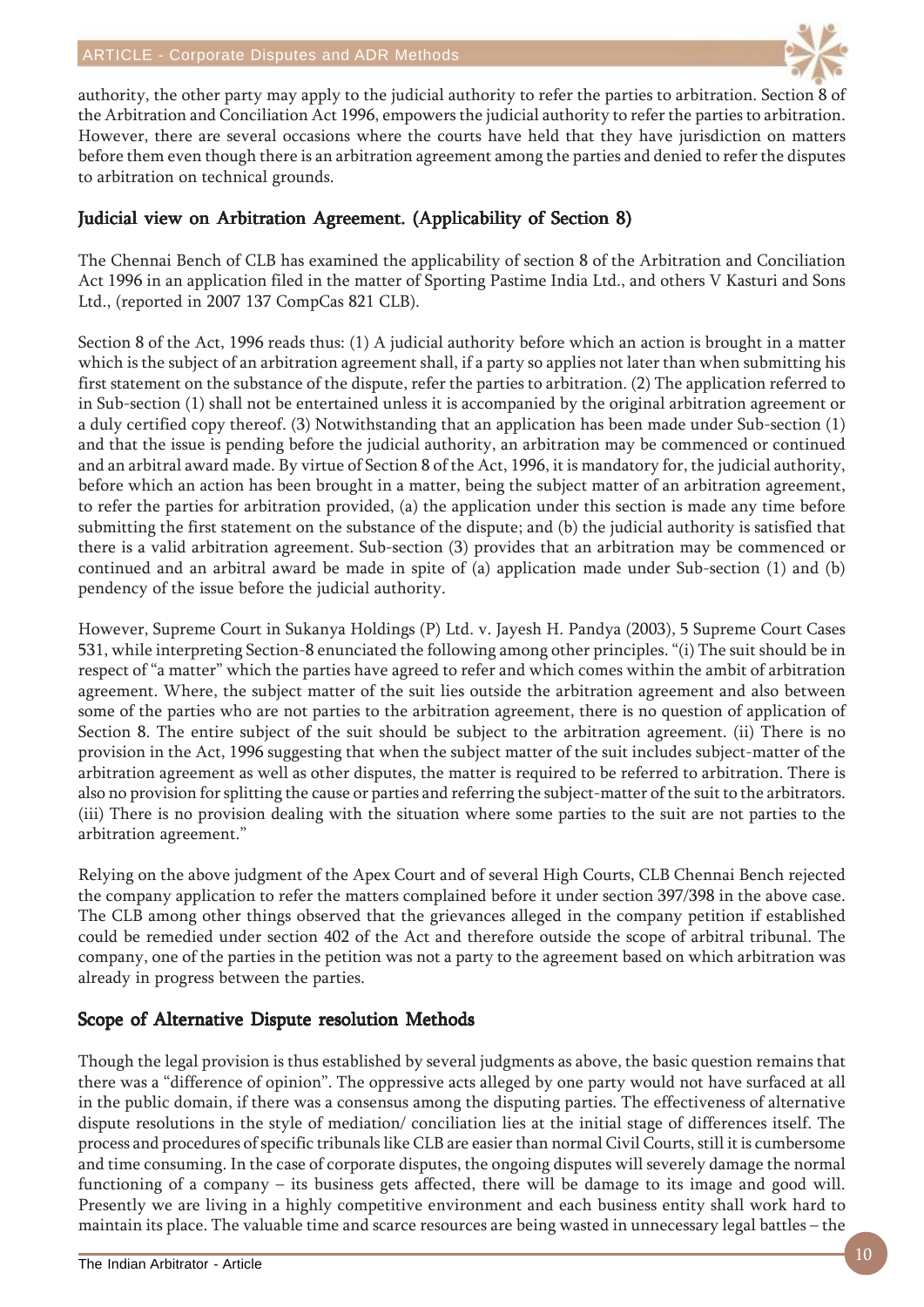authority, the other party may apply to the judicial authority to refer the parties to arbitration. Section 8 of the Arbitration and Conciliation Act 1996, empowers the judicial authority to refer the parties to arbitration. However, there are several occasions where the courts have held that they have jurisdiction on matters before them even though there is an arbitration agreement among the parties and denied to refer the disputes to arbitration on technical grounds.

## Judicial view on Arbitration Agreement. (Applicability of Section 8)

The Chennai Bench of CLB has examined the applicability of section 8 of the Arbitration and Conciliation Act 1996 in an application filed in the matter of Sporting Pastime India Ltd., and others V Kasturi and Sons Ltd., (reported in 2007 137 CompCas 821 CLB).

Section 8 of the Act, 1996 reads thus: (1) A judicial authority before which an action is brought in a matter which is the subject of an arbitration agreement shall, if a party so applies not later than when submitting his first statement on the substance of the dispute, refer the parties to arbitration. (2) The application referred to in Sub-section (1) shall not be entertained unless it is accompanied by the original arbitration agreement or a duly certified copy thereof. (3) Notwithstanding that an application has been made under Sub-section (1) and that the issue is pending before the judicial authority, an arbitration may be commenced or continued and an arbitral award made. By virtue of Section 8 of the Act, 1996, it is mandatory for, the judicial authority, before which an action has been brought in a matter, being the subject matter of an arbitration agreement, to refer the parties for arbitration provided, (a) the application under this section is made any time before submitting the first statement on the substance of the dispute; and (b) the judicial authority is satisfied that there is a valid arbitration agreement. Sub-section (3) provides that an arbitration may be commenced or continued and an arbitral award be made in spite of (a) application made under Sub-section (1) and (b) pendency of the issue before the judicial authority.

However, Supreme Court in Sukanya Holdings (P) Ltd. v. Jayesh H. Pandya (2003), 5 Supreme Court Cases 531, while interpreting Section-8 enunciated the following among other principles. "(i) The suit should be in respect of "a matter" which the parties have agreed to refer and which comes within the ambit of arbitration agreement. Where, the subject matter of the suit lies outside the arbitration agreement and also between some of the parties who are not parties to the arbitration agreement, there is no question of application of Section 8. The entire subject of the suit should be subject to the arbitration agreement. (ii) There is no provision in the Act, 1996 suggesting that when the subject matter of the suit includes subject-matter of the arbitration agreement as well as other disputes, the matter is required to be referred to arbitration. There is also no provision for splitting the cause or parties and referring the subject-matter of the suit to the arbitrators. (iii) There is no provision dealing with the situation where some parties to the suit are not parties to the arbitration agreement."

Relying on the above judgment of the Apex Court and of several High Courts, CLB Chennai Bench rejected the company application to refer the matters complained before it under section 397/398 in the above case. The CLB among other things observed that the grievances alleged in the company petition if established could be remedied under section 402 of the Act and therefore outside the scope of arbitral tribunal. The company, one of the parties in the petition was not a party to the agreement based on which arbitration was already in progress between the parties.

## Scope of Alternative Dispute resolution Methods

Though the legal provision is thus established by several judgments as above, the basic question remains that there was a "difference of opinion". The oppressive acts alleged by one party would not have surfaced at all in the public domain, if there was a consensus among the disputing parties. The effectiveness of alternative dispute resolutions in the style of mediation/ conciliation lies at the initial stage of differences itself. The process and procedures of specific tribunals like CLB are easier than normal Civil Courts, still it is cumbersome and time consuming. In the case of corporate disputes, the ongoing disputes will severely damage the normal functioning of a company – its business gets affected, there will be damage to its image and good will. Presently we are living in a highly competitive environment and each business entity shall work hard to maintain its place. The valuable time and scarce resources are being wasted in unnecessary legal battles – the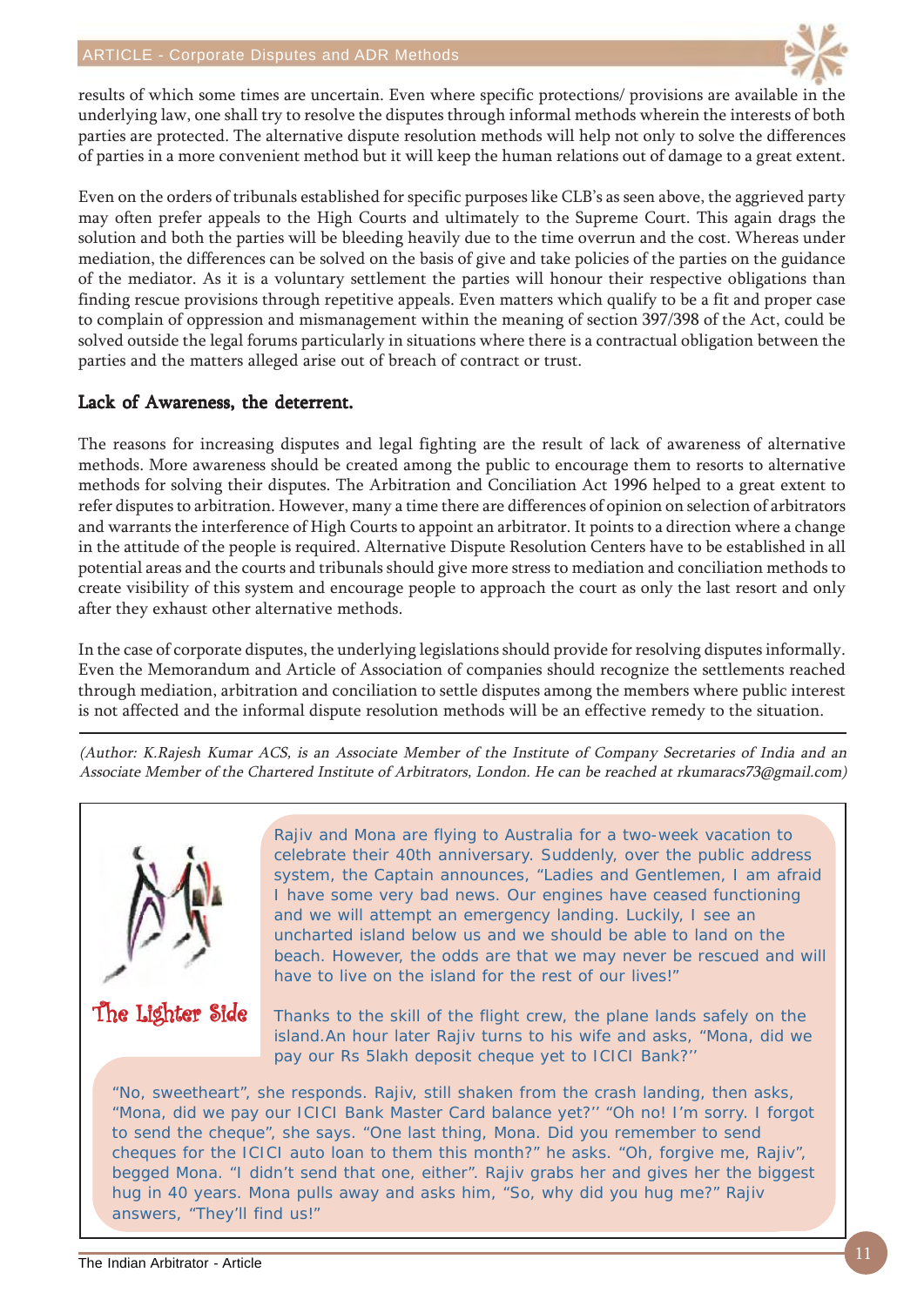results of which some times are uncertain. Even where specific protections/ provisions are available in the underlying law, one shall try to resolve the disputes through informal methods wherein the interests of both parties are protected. The alternative dispute resolution methods will help not only to solve the differences of parties in a more convenient method but it will keep the human relations out of damage to a great extent.

Even on the orders of tribunals established for specific purposes like CLB's as seen above, the aggrieved party may often prefer appeals to the High Courts and ultimately to the Supreme Court. This again drags the solution and both the parties will be bleeding heavily due to the time overrun and the cost. Whereas under mediation, the differences can be solved on the basis of give and take policies of the parties on the guidance of the mediator. As it is a voluntary settlement the parties will honour their respective obligations than finding rescue provisions through repetitive appeals. Even matters which qualify to be a fit and proper case to complain of oppression and mismanagement within the meaning of section 397/398 of the Act, could be solved outside the legal forums particularly in situations where there is a contractual obligation between the parties and the matters alleged arise out of breach of contract or trust.

### Lack of Awareness, the deterrent.

The reasons for increasing disputes and legal fighting are the result of lack of awareness of alternative methods. More awareness should be created among the public to encourage them to resorts to alternative methods for solving their disputes. The Arbitration and Conciliation Act 1996 helped to a great extent to refer disputes to arbitration. However, many a time there are differences of opinion on selection of arbitrators and warrants the interference of High Courts to appoint an arbitrator. It points to a direction where a change in the attitude of the people is required. Alternative Dispute Resolution Centers have to be established in all potential areas and the courts and tribunals should give more stress to mediation and conciliation methods to create visibility of this system and encourage people to approach the court as only the last resort and only after they exhaust other alternative methods.

In the case of corporate disputes, the underlying legislations should provide for resolving disputes informally. Even the Memorandum and Article of Association of companies should recognize the settlements reached through mediation, arbitration and conciliation to settle disputes among the members where public interest is not affected and the informal dispute resolution methods will be an effective remedy to the situation.

---

*(Author: K.Rajesh Kumar ACS, is an Associate Member of the Institute of Company Secretaries of India and an Associate Member of the Chartered Institute of Arbitrators, London. He can be reached at rkumaracs73@gmail.com)*

### The Lighter Side

Rajiv and Mona are flying to Australia for a two-week vacation to celebrate their 40th anniversary. Suddenly, over the public address system, the Captain announces, "Ladies and Gentlemen, I am afraid I have some very bad news. Our engines have ceased functioning and we will attempt an emergency landing. Luckily, I see an uncharted island below us and we should be able to land on the beach. However, the odds are that we may never be rescued and will have to live on the island for the rest of our lives!"

Thanks to the skill of the flight crew, the plane lands safely on the island.An hour later Rajiv turns to his wife and asks, "Mona, did we pay our Rs 5lakh deposit cheque yet to ICICI Bank?''

"No, sweetheart", she responds. Rajiv, still shaken from the crash landing, then asks, "Mona, did we pay our ICICI Bank Master Card balance yet?'' "Oh no! I'm sorry. I forgot to send the cheque", she says. "One last thing, Mona. Did you remember to send cheques for the ICICI auto loan to them this month?" he asks. "Oh, forgive me, Rajiv", begged Mona. "I didn't send that one, either". Rajiv grabs her and gives her the biggest hug in 40 years. Mona pulls away and asks him, "So, why did you hug me?" Rajiv answers, "They'll find us!"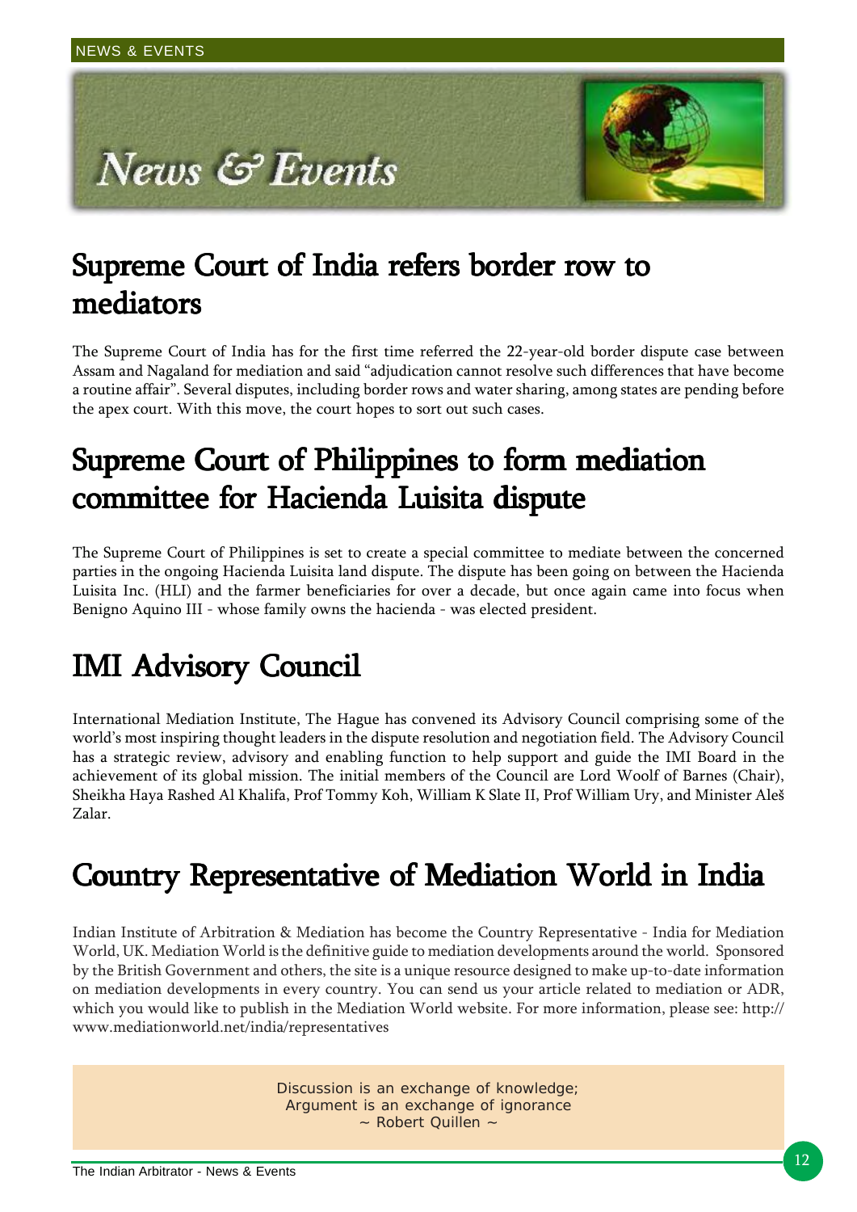# News & Events

## Supreme Court of India refers border row to mediators

The Supreme Court of India has for the first time referred the 22-year-old border dispute case between Assam and Nagaland for mediation and said "adjudication cannot resolve such differences that have become a routine affair". Several disputes, including border rows and water sharing, among states are pending before the apex court. With this move, the court hopes to sort out such cases.

## Supreme Court of Philippines to form mediation committee for Hacienda Luisita dispute

The Supreme Court of Philippines is set to create a special committee to mediate between the concerned parties in the ongoing Hacienda Luisita land dispute. The dispute has been going on between the Hacienda Luisita Inc. (HLI) and the farmer beneficiaries for over a decade, but once again came into focus when Benigno Aquino III - whose family owns the hacienda - was elected president.

## IMI Advisory Council

International Mediation Institute, The Hague has convened its Advisory Council comprising some of the world's most inspiring thought leaders in the dispute resolution and negotiation field. The Advisory Council has a strategic review, advisory and enabling function to help support and guide the IMI Board in the achievement of its global mission. The initial members of the Council are Lord Woolf of Barnes (Chair), Sheikha Haya Rashed Al Khalifa, Prof Tommy Koh, William K Slate II, Prof William Ury, and Minister Aleš Zalar.

## Country Representative of Mediation World in India

Indian Institute of Arbitration & Mediation has become the Country Representative - India for Mediation World, UK. Mediation World is the definitive guide to mediation developments around the world. Sponsored by the British Government and others, the site is a unique resource designed to make up-to-date information on mediation developments in every country. You can send us your article related to mediation or ADR, which you would like to publish in the Mediation World website. For more information, please see: http://www.mediationworld.net/india/representatives

> Discussion is an exchange of knowledge;
> Argument is an exchange of ignorance
> ~ Robert Quillen ~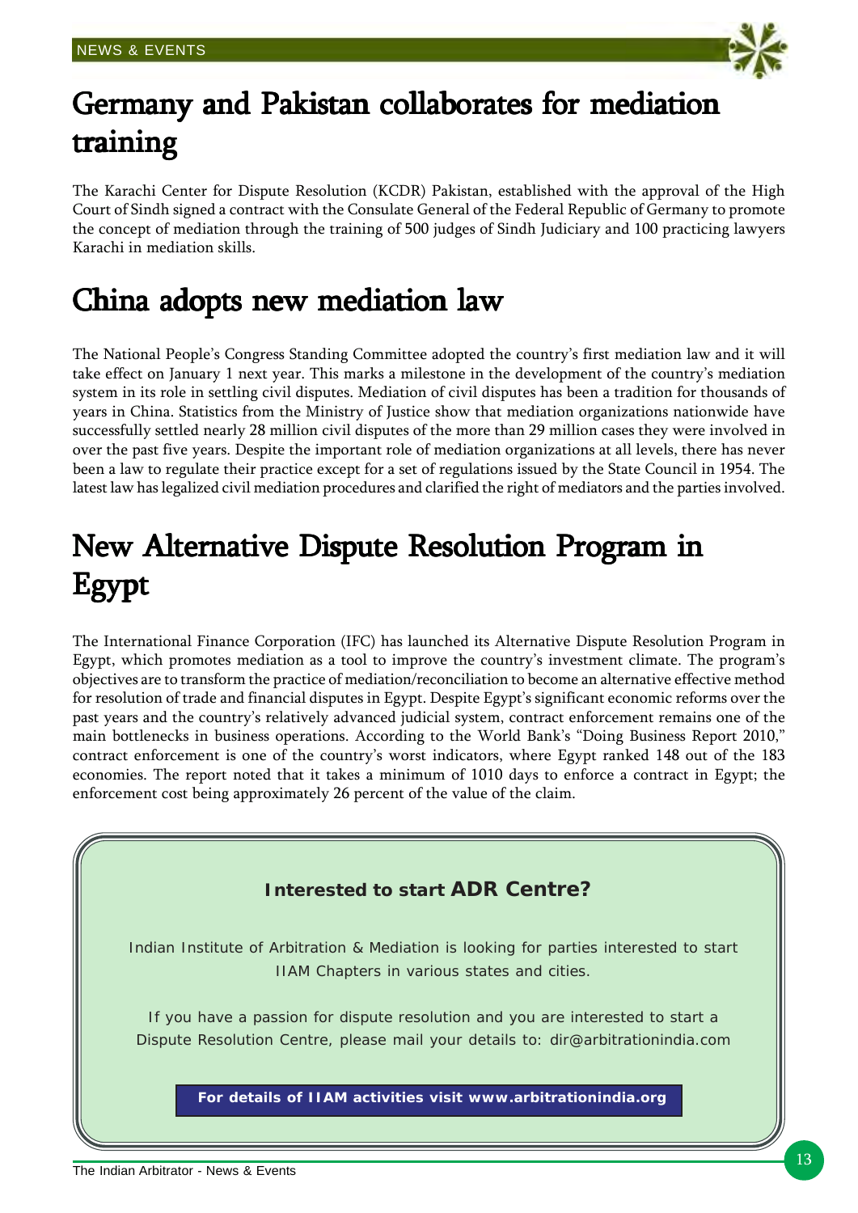# Germany and Pakistan collaborates for mediation training

The Karachi Center for Dispute Resolution (KCDR) Pakistan, established with the approval of the High Court of Sindh signed a contract with the Consulate General of the Federal Republic of Germany to promote the concept of mediation through the training of 500 judges of Sindh Judiciary and 100 practicing lawyers Karachi in mediation skills.

# China adopts new mediation law

The National People's Congress Standing Committee adopted the country's first mediation law and it will take effect on January 1 next year. This marks a milestone in the development of the country's mediation system in its role in settling civil disputes. Mediation of civil disputes has been a tradition for thousands of years in China. Statistics from the Ministry of Justice show that mediation organizations nationwide have successfully settled nearly 28 million civil disputes of the more than 29 million cases they were involved in over the past five years. Despite the important role of mediation organizations at all levels, there has never been a law to regulate their practice except for a set of regulations issued by the State Council in 1954. The latest law has legalized civil mediation procedures and clarified the right of mediators and the parties involved.

# New Alternative Dispute Resolution Program in Egypt

The International Finance Corporation (IFC) has launched its Alternative Dispute Resolution Program in Egypt, which promotes mediation as a tool to improve the country's investment climate. The program's objectives are to transform the practice of mediation/reconciliation to become an alternative effective method for resolution of trade and financial disputes in Egypt. Despite Egypt's significant economic reforms over the past years and the country's relatively advanced judicial system, contract enforcement remains one of the main bottlenecks in business operations. According to the World Bank's "Doing Business Report 2010," contract enforcement is one of the country's worst indicators, where Egypt ranked 148 out of the 183 economies. The report noted that it takes a minimum of 1010 days to enforce a contract in Egypt; the enforcement cost being approximately 26 percent of the value of the claim.

**Interested to start ADR Centre?**

Indian Institute of Arbitration & Mediation is looking for parties interested to start IIAM Chapters in various states and cities.

If you have a passion for dispute resolution and you are interested to start a Dispute Resolution Centre, please mail your details to: dir@arbitrationindia.com

**For details of IIAM activities visit www.arbitrationindia.org**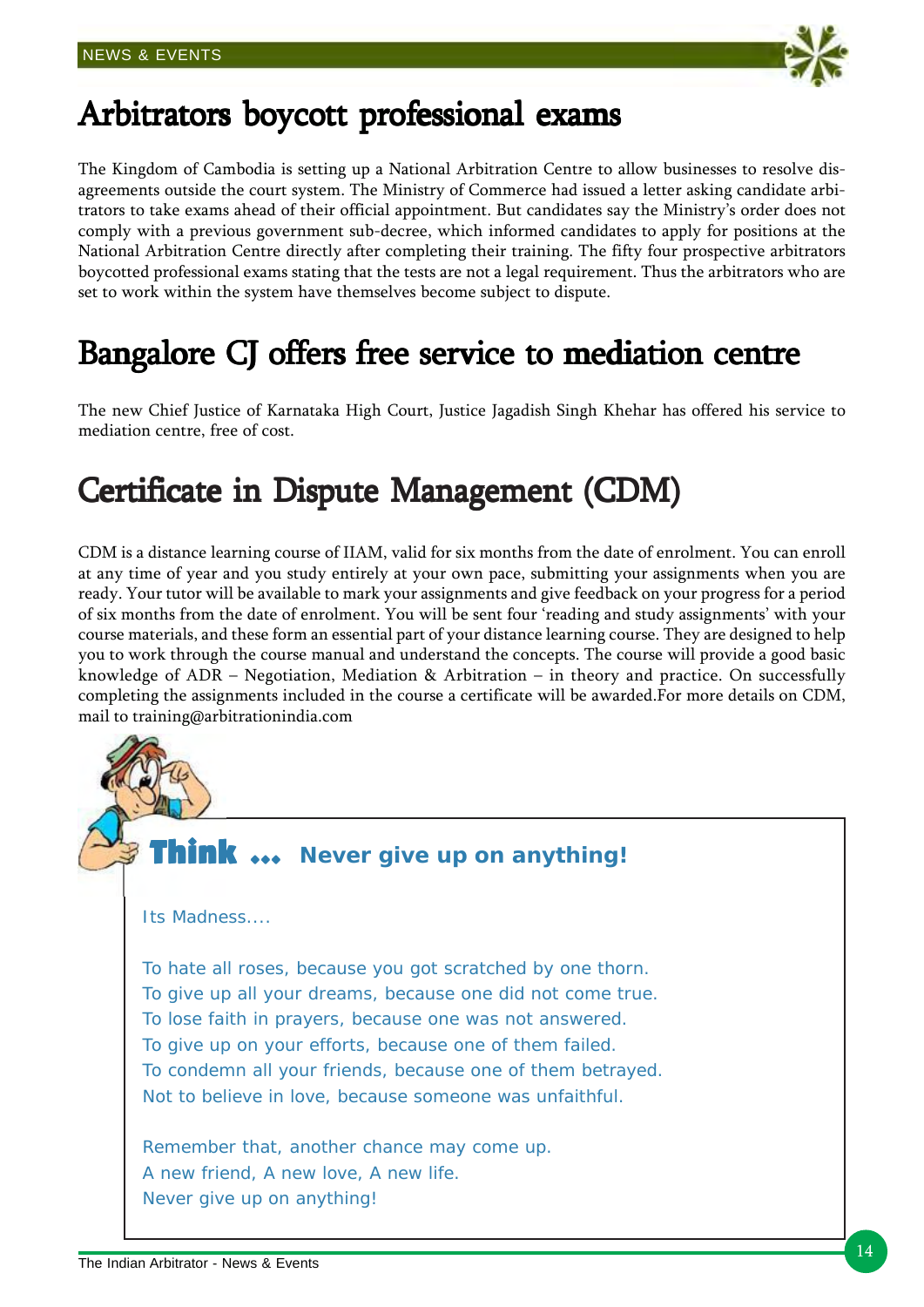# Arbitrators boycott professional exams

The Kingdom of Cambodia is setting up a National Arbitration Centre to allow businesses to resolve disagreements outside the court system. The Ministry of Commerce had issued a letter asking candidate arbitrators to take exams ahead of their official appointment. But candidates say the Ministry's order does not comply with a previous government sub-decree, which informed candidates to apply for positions at the National Arbitration Centre directly after completing their training. The fifty four prospective arbitrators boycotted professional exams stating that the tests are not a legal requirement. Thus the arbitrators who are set to work within the system have themselves become subject to dispute.

# Bangalore CJ offers free service to mediation centre

The new Chief Justice of Karnataka High Court, Justice Jagadish Singh Khehar has offered his service to mediation centre, free of cost.

# Certificate in Dispute Management (CDM)

CDM is a distance learning course of IIAM, valid for six months from the date of enrolment. You can enroll at any time of year and you study entirely at your own pace, submitting your assignments when you are ready. Your tutor will be available to mark your assignments and give feedback on your progress for a period of six months from the date of enrolment. You will be sent four 'reading and study assignments' with your course materials, and these form an essential part of your distance learning course. They are designed to help you to work through the course manual and understand the concepts. The course will provide a good basic knowledge of ADR – Negotiation, Mediation & Arbitration – in theory and practice. On successfully completing the assignments included in the course a certificate will be awarded.For more details on CDM, mail to training@arbitrationindia.com

## Think ... Never give up on anything!

Its Madness....

To hate all roses, because you got scratched by one thorn.
To give up all your dreams, because one did not come true.
To lose faith in prayers, because one was not answered.
To give up on your efforts, because one of them failed.
To condemn all your friends, because one of them betrayed.
Not to believe in love, because someone was unfaithful.

Remember that, another chance may come up.
A new friend, A new love, A new life.
Never give up on anything!